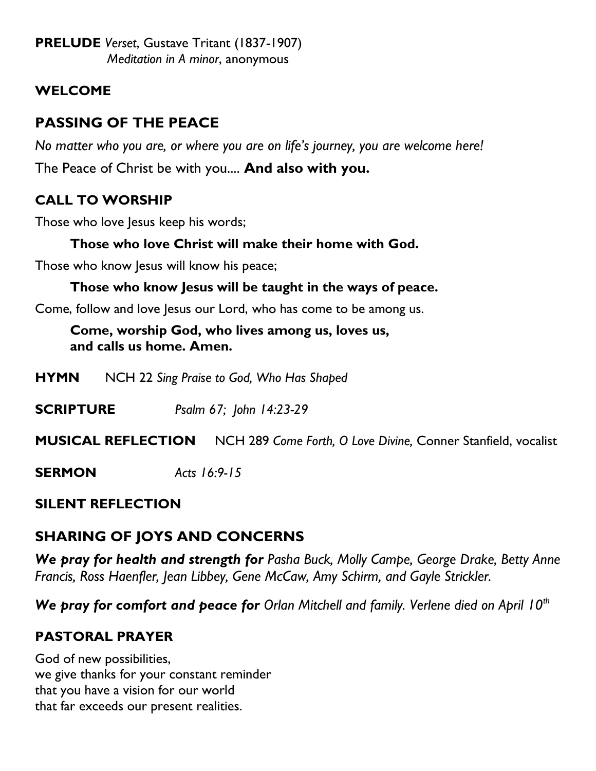**PRELUDE** *Verset*, Gustave Tritant (1837-1907)
*Meditation in A minor*, anonymous

**WELCOME**

## PASSING OF THE PEACE

*No matter who you are, or where you are on life's journey, you are welcome here!*

The Peace of Christ be with you.... **And also with you.**

## CALL TO WORSHIP

Those who love Jesus keep his words;

**Those who love Christ will make their home with God.**

Those who know Jesus will know his peace;

**Those who know Jesus will be taught in the ways of peace.**

Come, follow and love Jesus our Lord, who has come to be among us.

**Come, worship God, who lives among us, loves us, and calls us home. Amen.**

**HYMN** NCH 22 *Sing Praise to God, Who Has Shaped*

**SCRIPTURE** *Psalm 67; John 14:23-29*

**MUSICAL REFLECTION** NCH 289 *Come Forth, O Love Divine,* Conner Stanfield, vocalist

**SERMON** *Acts 16:9-15*

**SILENT REFLECTION**

## SHARING OF JOYS AND CONCERNS

***We pray for health and strength for*** *Pasha Buck, Molly Campe, George Drake, Betty Anne Francis, Ross Haenfler, Jean Libbey, Gene McCaw, Amy Schirm, and Gayle Strickler.*

***We pray for comfort and peace for*** *Orlan Mitchell and family. Verlene died on April 10th*

## PASTORAL PRAYER

God of new possibilities,
we give thanks for your constant reminder
that you have a vision for our world
that far exceeds our present realities.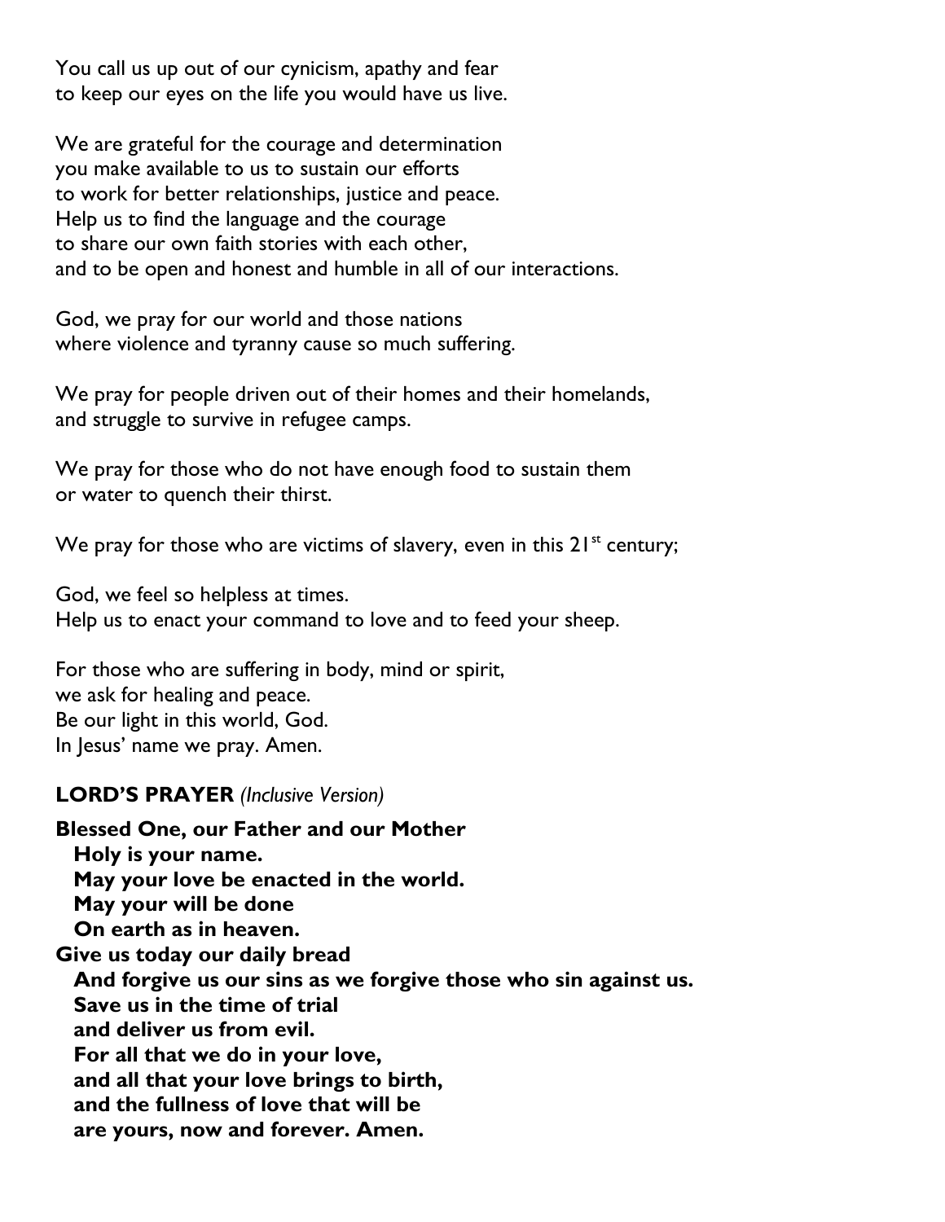You call us up out of our cynicism, apathy and fear
to keep our eyes on the life you would have us live.

We are grateful for the courage and determination
you make available to us to sustain our efforts
to work for better relationships, justice and peace.
Help us to find the language and the courage
to share our own faith stories with each other,
and to be open and honest and humble in all of our interactions.

God, we pray for our world and those nations
where violence and tyranny cause so much suffering.

We pray for people driven out of their homes and their homelands,
and struggle to survive in refugee camps.

We pray for those who do not have enough food to sustain them
or water to quench their thirst.

We pray for those who are victims of slavery, even in this 21st century;

God, we feel so helpless at times.
Help us to enact your command to love and to feed your sheep.

For those who are suffering in body, mind or spirit,
we ask for healing and peace.
Be our light in this world, God.
In Jesus' name we pray. Amen.

**LORD'S PRAYER** *(Inclusive Version)*

**Blessed One, our Father and our Mother**
**Holy is your name.**
**May your love be enacted in the world.**
**May your will be done**
**On earth as in heaven.**
**Give us today our daily bread**
**And forgive us our sins as we forgive those who sin against us.**
**Save us in the time of trial**
**and deliver us from evil.**
**For all that we do in your love,**
**and all that your love brings to birth,**
**and the fullness of love that will be**
**are yours, now and forever. Amen.**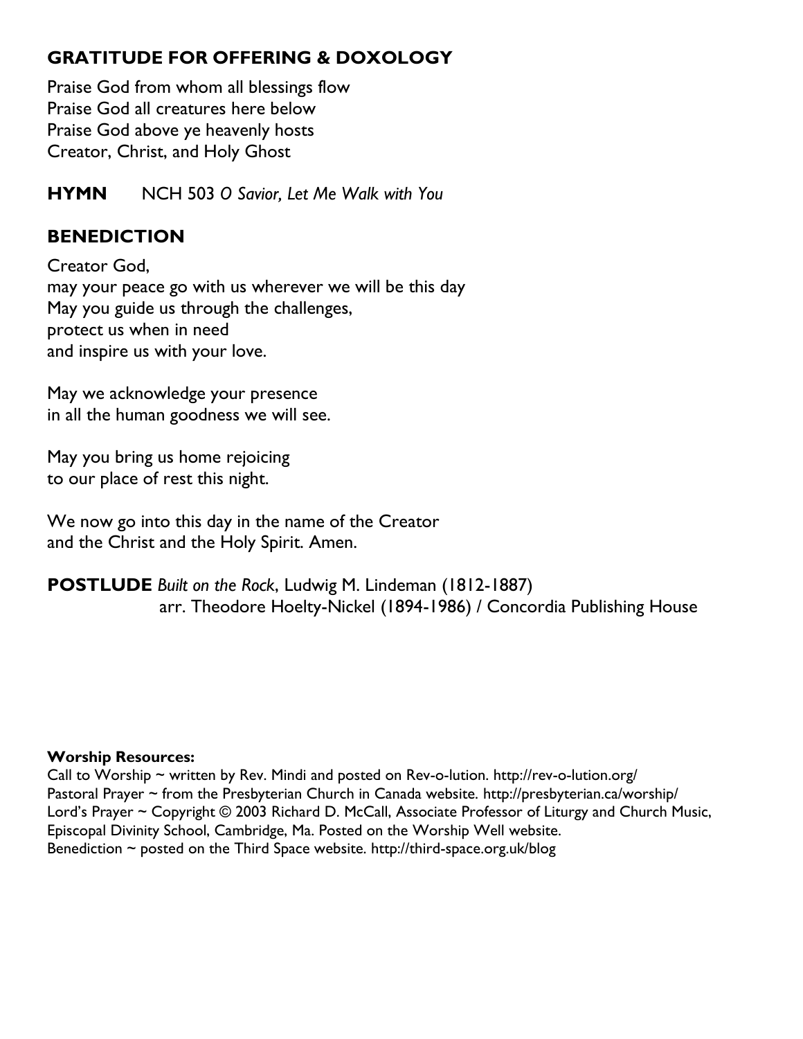## GRATITUDE FOR OFFERING & DOXOLOGY

Praise God from whom all blessings flow
Praise God all creatures here below
Praise God above ye heavenly hosts
Creator, Christ, and Holy Ghost

**HYMN** NCH 503 *O Savior, Let Me Walk with You*

## BENEDICTION

Creator God,
may your peace go with us wherever we will be this day
May you guide us through the challenges,
protect us when in need
and inspire us with your love.

May we acknowledge your presence
in all the human goodness we will see.

May you bring us home rejoicing
to our place of rest this night.

We now go into this day in the name of the Creator
and the Christ and the Holy Spirit. Amen.

**POSTLUDE** *Built on the Rock*, Ludwig M. Lindeman (1812-1887)
arr. Theodore Hoelty-Nickel (1894-1986) / Concordia Publishing House

**Worship Resources:**
Call to Worship ~ written by Rev. Mindi and posted on Rev-o-lution. http://rev-o-lution.org/
Pastoral Prayer ~ from the Presbyterian Church in Canada website. http://presbyterian.ca/worship/
Lord's Prayer ~ Copyright © 2003 Richard D. McCall, Associate Professor of Liturgy and Church Music, Episcopal Divinity School, Cambridge, Ma. Posted on the Worship Well website.
Benediction ~ posted on the Third Space website. http://third-space.org.uk/blog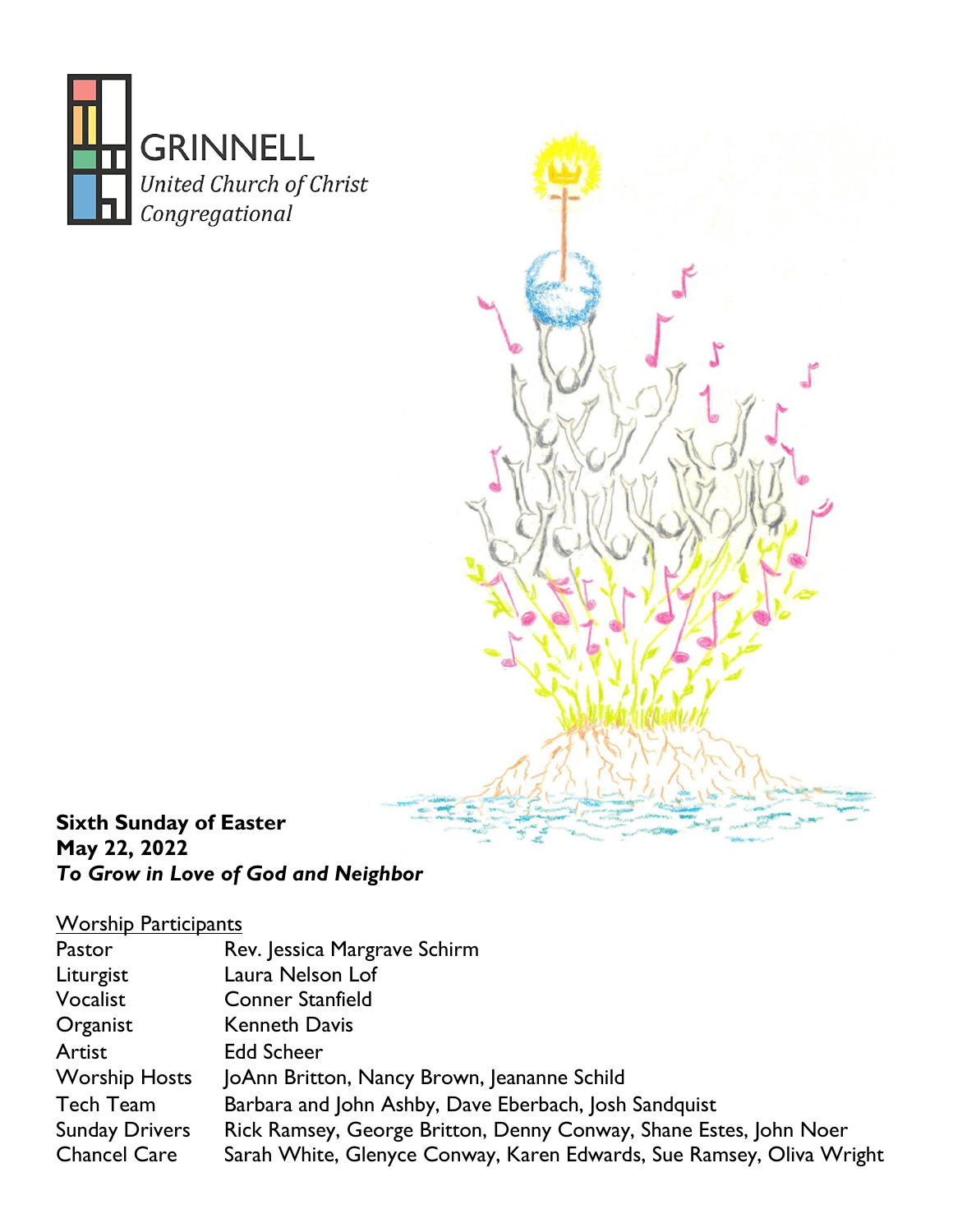GRINNELL
*United Church of Christ*
*Congregational*

**Sixth Sunday of Easter**
**May 22, 2022**
***To Grow in Love of God and Neighbor***

Worship Participants

| | |
|---|---|
| Pastor | Rev. Jessica Margrave Schirm |
| Liturgist | Laura Nelson Lof |
| Vocalist | Conner Stanfield |
| Organist | Kenneth Davis |
| Artist | Edd Scheer |
| Worship Hosts | JoAnn Britton, Nancy Brown, Jeananne Schild |
| Tech Team | Barbara and John Ashby, Dave Eberbach, Josh Sandquist |
| Sunday Drivers | Rick Ramsey, George Britton, Denny Conway, Shane Estes, John Noer |
| Chancel Care | Sarah White, Glenyce Conway, Karen Edwards, Sue Ramsey, Oliva Wright |